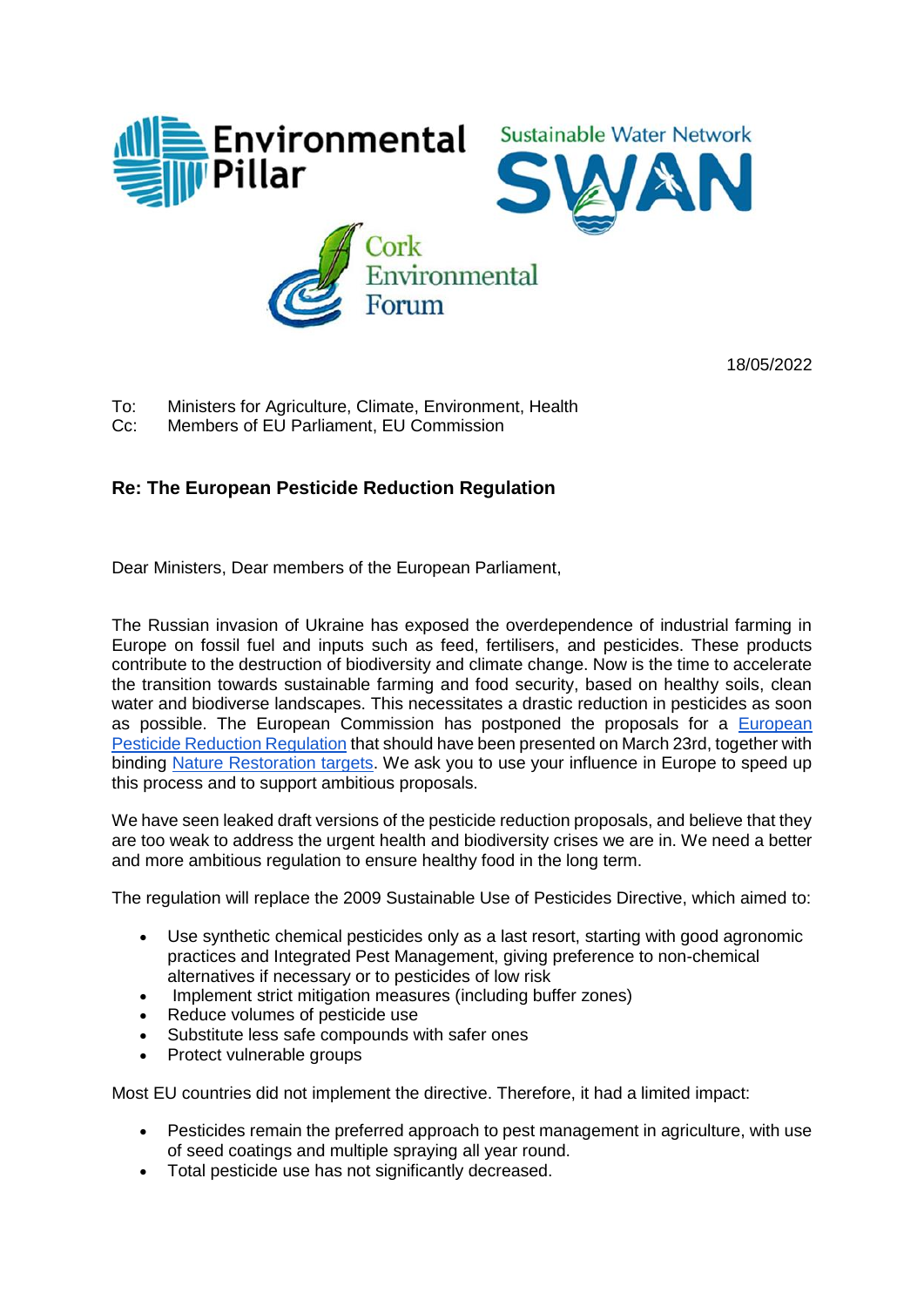Environmental Pillar

Sustainable Water Network SWAN

Cork Environmental Forum

18/05/2022

To: Ministers for Agriculture, Climate, Environment, Health
Cc: Members of EU Parliament, EU Commission

**Re: The European Pesticide Reduction Regulation**

Dear Ministers, Dear members of the European Parliament,

The Russian invasion of Ukraine has exposed the overdependence of industrial farming in Europe on fossil fuel and inputs such as feed, fertilisers, and pesticides. These products contribute to the destruction of biodiversity and climate change. Now is the time to accelerate the transition towards sustainable farming and food security, based on healthy soils, clean water and biodiverse landscapes. This necessitates a drastic reduction in pesticides as soon as possible. The European Commission has postponed the proposals for a European Pesticide Reduction Regulation that should have been presented on March 23rd, together with binding Nature Restoration targets. We ask you to use your influence in Europe to speed up this process and to support ambitious proposals.

We have seen leaked draft versions of the pesticide reduction proposals, and believe that they are too weak to address the urgent health and biodiversity crises we are in. We need a better and more ambitious regulation to ensure healthy food in the long term.

The regulation will replace the 2009 Sustainable Use of Pesticides Directive, which aimed to:

- Use synthetic chemical pesticides only as a last resort, starting with good agronomic practices and Integrated Pest Management, giving preference to non-chemical alternatives if necessary or to pesticides of low risk
- Implement strict mitigation measures (including buffer zones)
- Reduce volumes of pesticide use
- Substitute less safe compounds with safer ones
- Protect vulnerable groups

Most EU countries did not implement the directive. Therefore, it had a limited impact:

- Pesticides remain the preferred approach to pest management in agriculture, with use of seed coatings and multiple spraying all year round.
- Total pesticide use has not significantly decreased.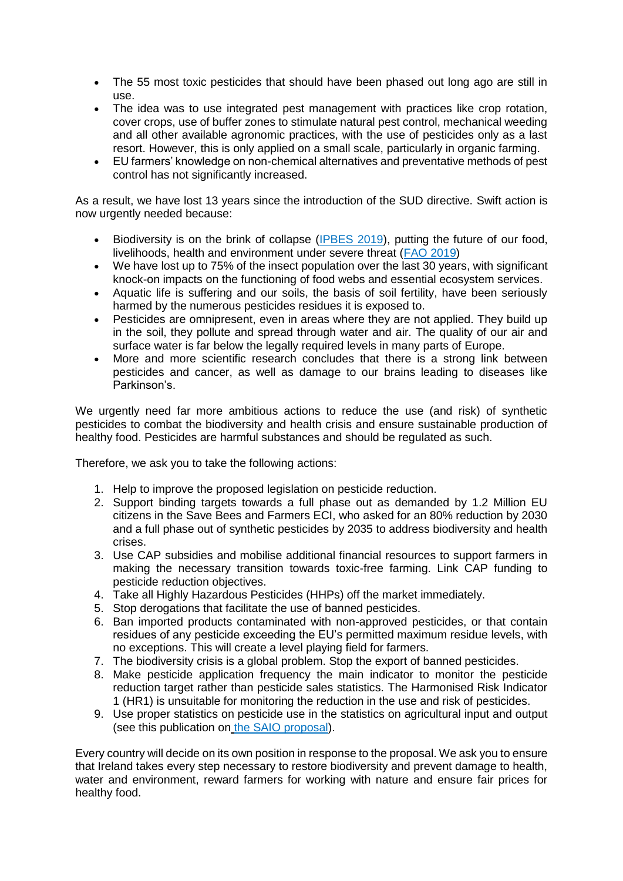- The 55 most toxic pesticides that should have been phased out long ago are still in use.
- The idea was to use integrated pest management with practices like crop rotation, cover crops, use of buffer zones to stimulate natural pest control, mechanical weeding and all other available agronomic practices, with the use of pesticides only as a last resort. However, this is only applied on a small scale, particularly in organic farming.
- EU farmers' knowledge on non-chemical alternatives and preventative methods of pest control has not significantly increased.

As a result, we have lost 13 years since the introduction of the SUD directive. Swift action is now urgently needed because:

- Biodiversity is on the brink of collapse (IPBES 2019), putting the future of our food, livelihoods, health and environment under severe threat (FAO 2019)
- We have lost up to 75% of the insect population over the last 30 years, with significant knock-on impacts on the functioning of food webs and essential ecosystem services.
- Aquatic life is suffering and our soils, the basis of soil fertility, have been seriously harmed by the numerous pesticides residues it is exposed to.
- Pesticides are omnipresent, even in areas where they are not applied. They build up in the soil, they pollute and spread through water and air. The quality of our air and surface water is far below the legally required levels in many parts of Europe.
- More and more scientific research concludes that there is a strong link between pesticides and cancer, as well as damage to our brains leading to diseases like Parkinson's.

We urgently need far more ambitious actions to reduce the use (and risk) of synthetic pesticides to combat the biodiversity and health crisis and ensure sustainable production of healthy food. Pesticides are harmful substances and should be regulated as such.

Therefore, we ask you to take the following actions:

1. Help to improve the proposed legislation on pesticide reduction.
2. Support binding targets towards a full phase out as demanded by 1.2 Million EU citizens in the Save Bees and Farmers ECI, who asked for an 80% reduction by 2030 and a full phase out of synthetic pesticides by 2035 to address biodiversity and health crises.
3. Use CAP subsidies and mobilise additional financial resources to support farmers in making the necessary transition towards toxic-free farming. Link CAP funding to pesticide reduction objectives.
4. Take all Highly Hazardous Pesticides (HHPs) off the market immediately.
5. Stop derogations that facilitate the use of banned pesticides.
6. Ban imported products contaminated with non-approved pesticides, or that contain residues of any pesticide exceeding the EU's permitted maximum residue levels, with no exceptions. This will create a level playing field for farmers.
7. The biodiversity crisis is a global problem. Stop the export of banned pesticides.
8. Make pesticide application frequency the main indicator to monitor the pesticide reduction target rather than pesticide sales statistics. The Harmonised Risk Indicator 1 (HR1) is unsuitable for monitoring the reduction in the use and risk of pesticides.
9. Use proper statistics on pesticide use in the statistics on agricultural input and output (see this publication on the SAIO proposal).

Every country will decide on its own position in response to the proposal. We ask you to ensure that Ireland takes every step necessary to restore biodiversity and prevent damage to health, water and environment, reward farmers for working with nature and ensure fair prices for healthy food.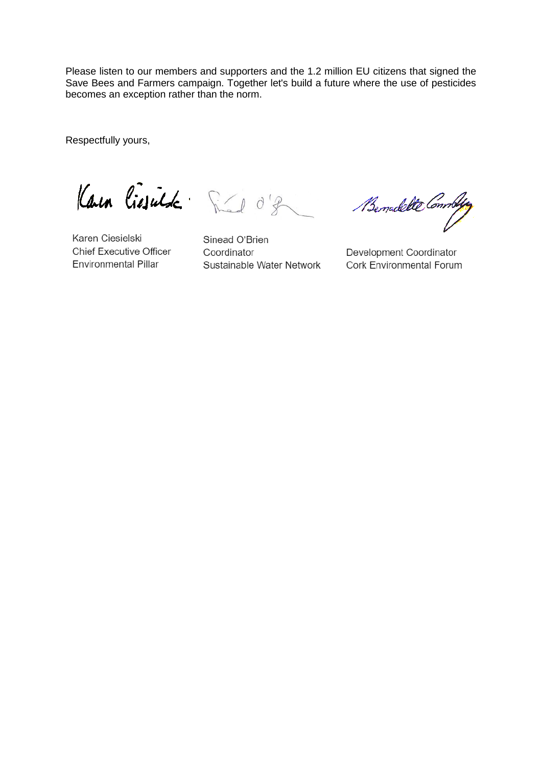Please listen to our members and supporters and the 1.2 million EU citizens that signed the Save Bees and Farmers campaign. Together let's build a future where the use of pesticides becomes an exception rather than the norm.

Respectfully yours,

Karen Ciesielski
Chief Executive Officer
Environmental Pillar

Sinead O'Brien
Coordinator
Sustainable Water Network

Development Coordinator
Cork Environmental Forum